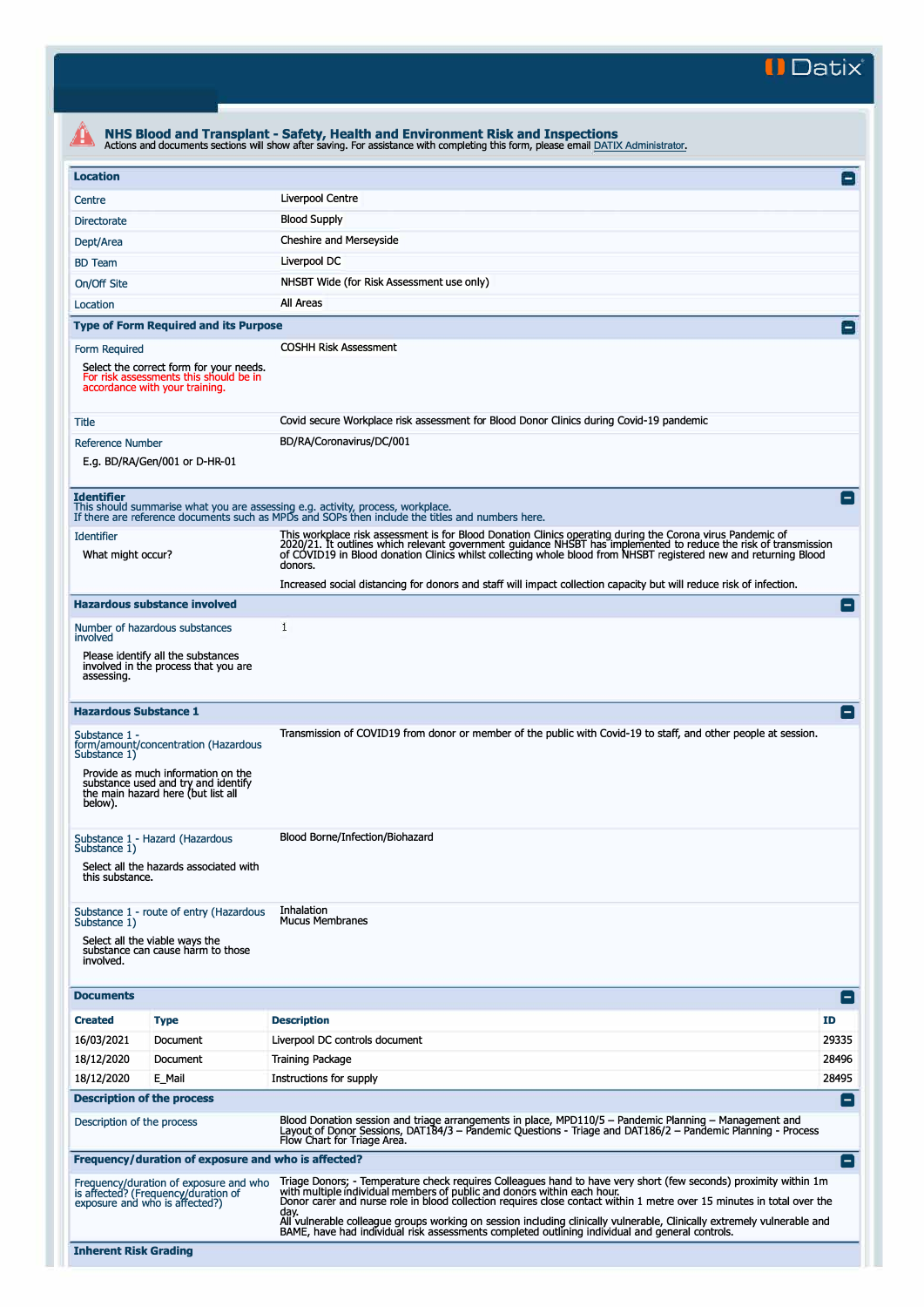Datix

## NHS Blood and Transplant - Safety, Health and Environment Risk and Inspections

Actions and documents sections will show after saving. For assistance with completing this form, please email DATIX Administrator.

### Location

| | |
|---|---|
| Centre | Liverpool Centre |
| Directorate | Blood Supply |
| Dept/Area | Cheshire and Merseyside |
| BD Team | Liverpool DC |
| On/Off Site | NHSBT Wide (for Risk Assessment use only) |
| Location | All Areas |

### Type of Form Required and its Purpose

| | |
|---|---|
| Form Required<br>Select the correct form for your needs. For risk assessments this should be in accordance with your training. | COSHH Risk Assessment |
| Title | Covid secure Workplace risk assessment for Blood Donor Clinics during Covid-19 pandemic |
| Reference Number<br>E.g. BD/RA/Gen/001 or D-HR-01 | BD/RA/Coronavirus/DC/001 |

### Identifier

This should summarise what you are assessing e.g. activity, process, workplace.
If there are reference documents such as MPDs and SOPs then include the titles and numbers here.

| | |
|---|---|
| Identifier<br>What might occur? | This workplace risk assessment is for Blood Donation Clinics operating during the Corona virus Pandemic of 2020/21. It outlines which relevant government guidance NHSBT has implemented to reduce the risk of transmission of COVID19 in Blood donation Clinics whilst collecting whole blood from NHSBT registered new and returning Blood donors.<br><br>Increased social distancing for donors and staff will impact collection capacity but will reduce risk of infection. |

### Hazardous substance involved

| | |
|---|---|
| Number of hazardous substances involved<br>Please identify all the substances involved in the process that you are assessing. | 1 |

### Hazardous Substance 1

| | |
|---|---|
| Substance 1 - form/amount/concentration (Hazardous Substance 1)<br>Provide as much information on the substance used and try and identify the main hazard here (but list all below). | Transmission of COVID19 from donor or member of the public with Covid-19 to staff, and other people at session. |
| Substance 1 - Hazard (Hazardous Substance 1)<br>Select all the hazards associated with this substance. | Blood Borne/Infection/Biohazard |
| Substance 1 - route of entry (Hazardous Substance 1)<br>Select all the viable ways the substance can cause harm to those involved. | Inhalation<br>Mucus Membranes |

### Documents

| Created | Type | Description | ID |
|---|---|---|---|
| 16/03/2021 | Document | Liverpool DC controls document | 29335 |
| 18/12/2020 | Document | Training Package | 28496 |
| 18/12/2020 | E_Mail | Instructions for supply | 28495 |

### Description of the process

| | |
|---|---|
| Description of the process | Blood Donation session and triage arrangements in place, MPD110/5 – Pandemic Planning – Management and Layout of Donor Sessions, DAT184/3 – Pandemic Questions - Triage and DAT186/2 – Pandemic Planning - Process Flow Chart for Triage Area. |

### Frequency/duration of exposure and who is affected?

| | |
|---|---|
| Frequency/duration of exposure and who is affected? (Frequency/duration of exposure and who is affected?) | Triage Donors; - Temperature check requires Colleagues hand to have very short (few seconds) proximity within 1m with multiple individual members of public and donors within each hour.<br>Donor carer and nurse role in blood collection requires close contact within 1 metre over 15 minutes in total over the day.<br>All vulnerable colleague groups working on session including clinically vulnerable, Clinically extremely vulnerable and BAME, have had individual risk assessments completed outlining individual and general controls. |

### Inherent Risk Grading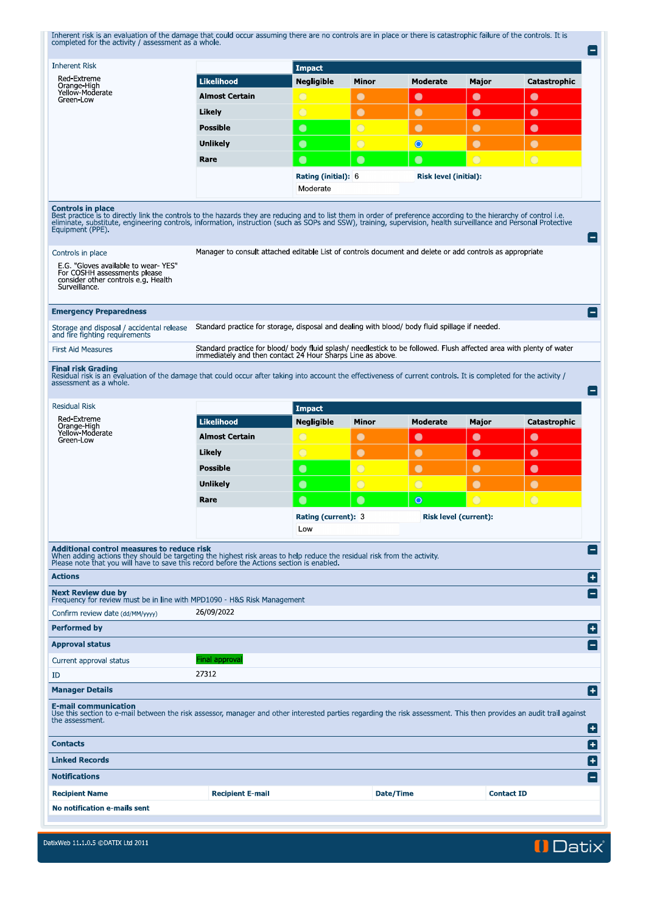Inherent risk is an evaluation of the damage that could occur assuming there are no controls are in place or there is catastrophic failure of the controls. It is completed for the activity / assessment as a whole.

**Inherent Risk**

Red-Extreme
Orange-High
Yellow-Moderate
Green-Low

| | Impact | | | | |
|---|---|---|---|---|---|
| **Likelihood** | **Negligible** | **Minor** | **Moderate** | **Major** | **Catastrophic** |
| **Almost Certain** | | | | | |
| **Likely** | | | | | |
| **Possible** | | | | | |
| **Unlikely** | | | ● (selected) | | |
| **Rare** | | | | | |

**Rating (initial):** 6 **Risk level (initial):** Moderate

## Controls in place

Best practice is to directly link the controls to the hazards they are reducing and to list them in order of preference according to the hierarchy of control i.e. eliminate, substitute, engineering controls, information, instruction (such as SOPs and SSW), training, supervision, health surveillance and Personal Protective Equipment (PPE).

| | |
|---|---|
| Controls in place<br><br>E.G. "Gloves available to wear- YES"<br>For COSHH assessments please consider other controls e.g. Health Surveillance. | Manager to consult attached editable List of controls document and delete or add controls as appropriate |

## Emergency Preparedness

| | |
|---|---|
| Storage and disposal / accidental release and fire fighting requirements | Standard practice for storage, disposal and dealing with blood/ body fluid spillage if needed. |
| First Aid Measures | Standard practice for blood/ body fluid splash/ needlestick to be followed. Flush affected area with plenty of water immediately and then contact 24 Hour Sharps Line as above. |

## Final risk Grading

Residual risk is an evaluation of the damage that could occur after taking into account the effectiveness of current controls. It is completed for the activity / assessment as a whole.

**Residual Risk**

Red-Extreme
Orange-High
Yellow-Moderate
Green-Low

| | Impact | | | | |
|---|---|---|---|---|---|
| **Likelihood** | **Negligible** | **Minor** | **Moderate** | **Major** | **Catastrophic** |
| **Almost Certain** | | | | | |
| **Likely** | | | | | |
| **Possible** | | | | | |
| **Unlikely** | | | | | |
| **Rare** | | | ● (selected) | | |

**Rating (current):** 3 **Risk level (current):** Low

## Additional control measures to reduce risk

When adding actions they should be targeting the highest risk areas to help reduce the residual risk from the activity.
Please note that you will have to save this record before the Actions section is enabled.

## Actions

## Next Review due by

Frequency for review must be in line with MPD1090 - H&S Risk Management

| | |
|---|---|
| Confirm review date (dd/MM/yyyy) | 26/09/2022 |

## Performed by

## Approval status

| | |
|---|---|
| Current approval status | Final approval |
| ID | 27312 |

## Manager Details

## E-mail communication

Use this section to e-mail between the risk assessor, manager and other interested parties regarding the risk assessment. This then provides an audit trail against the assessment.

## Contacts

## Linked Records

## Notifications

| Recipient Name | Recipient E-mail | Date/Time | Contact ID |
|---|---|---|---|
| No notification e-mails sent | | | |

DatixWeb 11.1.0.5 ©DATIX Ltd 2011